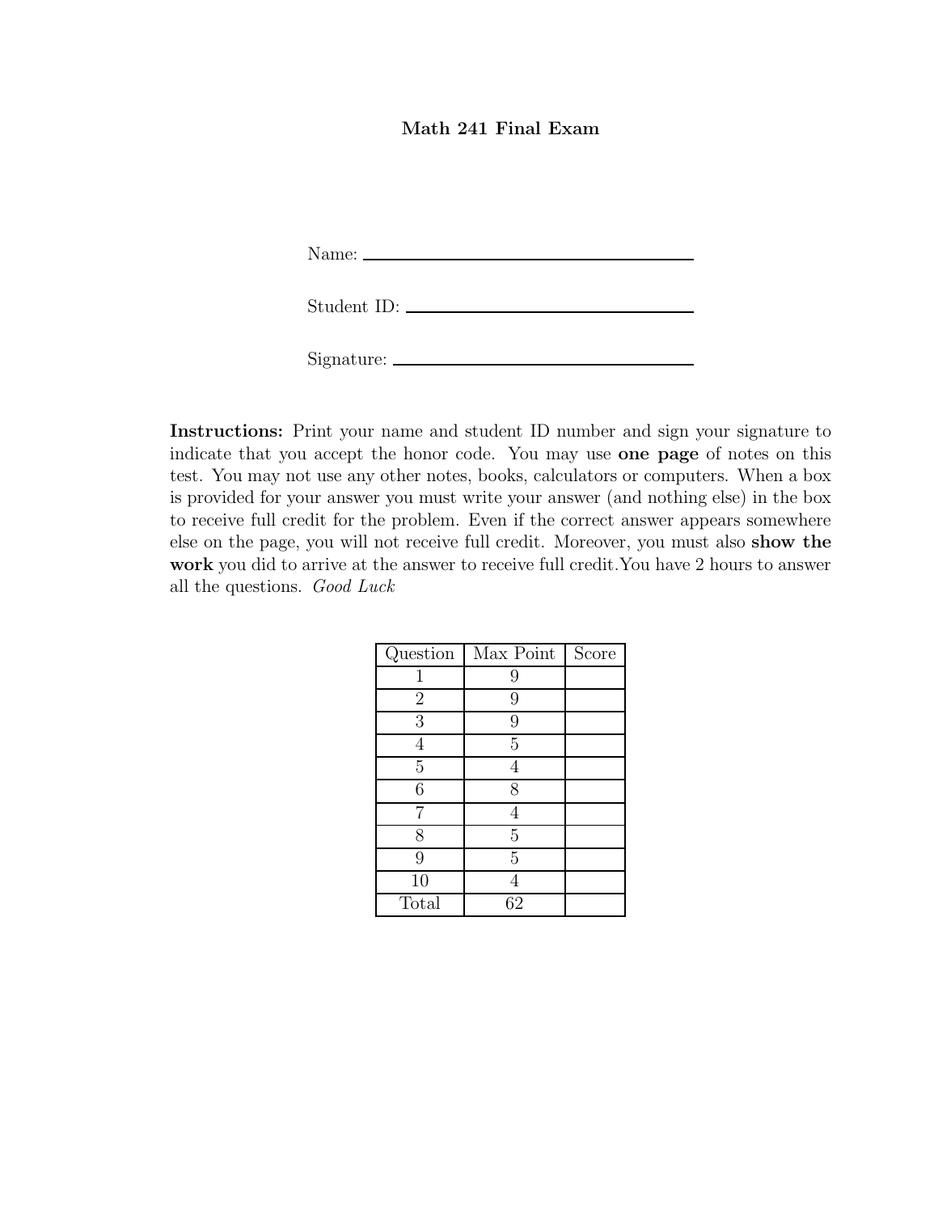# Math 241 Final Exam

Name: ______________________________

Student ID: ______________________________

Signature: ______________________________

**Instructions:** Print your name and student ID number and sign your signature to indicate that you accept the honor code. You may use **one page** of notes on this test. You may not use any other notes, books, calculators or computers. When a box is provided for your answer you must write your answer (and nothing else) in the box to receive full credit for the problem. Even if the correct answer appears somewhere else on the page, you will not receive full credit. Moreover, you must also **show the work** you did to arrive at the answer to receive full credit.You have 2 hours to answer all the questions. *Good Luck*

| Question | Max Point | Score |
| --- | --- | --- |
| 1 | 9 | |
| 2 | 9 | |
| 3 | 9 | |
| 4 | 5 | |
| 5 | 4 | |
| 6 | 8 | |
| 7 | 4 | |
| 8 | 5 | |
| 9 | 5 | |
| 10 | 4 | |
| Total | 62 | |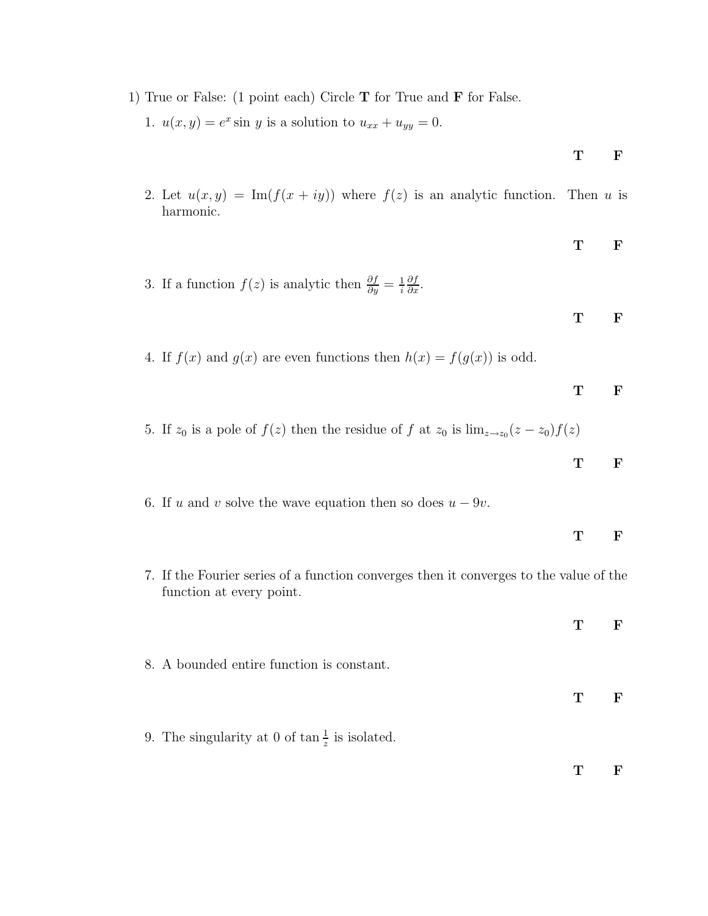1) True or False: (1 point each) Circle **T** for True and **F** for False.

1. $u(x, y) = e^x \sin y$ is a solution to $u_{xx} + u_{yy} = 0$.

   **T** **F**

2. Let $u(x, y) = \text{Im}(f(x + iy))$ where $f(z)$ is an analytic function. Then $u$ is harmonic.

   **T** **F**

3. If a function $f(z)$ is analytic then $\frac{\partial f}{\partial y} = \frac{1}{i} \frac{\partial f}{\partial x}$.

   **T** **F**

4. If $f(x)$ and $g(x)$ are even functions then $h(x) = f(g(x))$ is odd.

   **T** **F**

5. If $z_0$ is a pole of $f(z)$ then the residue of $f$ at $z_0$ is $\lim_{z \to z_0} (z - z_0) f(z)$

   **T** **F**

6. If $u$ and $v$ solve the wave equation then so does $u - 9v$.

   **T** **F**

7. If the Fourier series of a function converges then it converges to the value of the function at every point.

   **T** **F**

8. A bounded entire function is constant.

   **T** **F**

9. The singularity at 0 of $\tan \frac{1}{z}$ is isolated.

   **T** **F**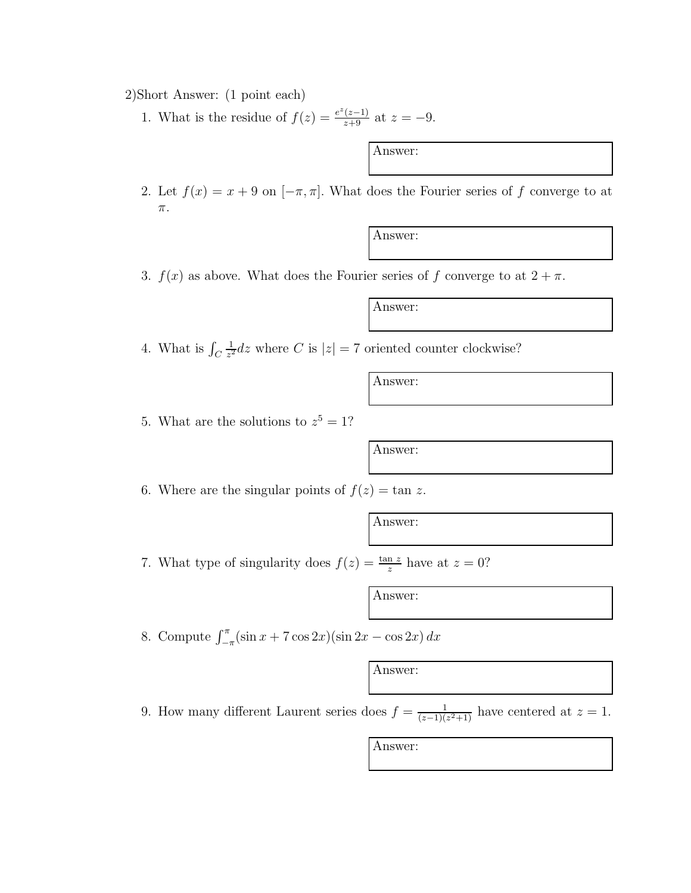2)Short Answer: (1 point each)

1. What is the residue of $f(z) = \frac{e^z(z-1)}{z+9}$ at $z = -9$.

   Answer:

2. Let $f(x) = x + 9$ on $[-\pi, \pi]$. What does the Fourier series of $f$ converge to at $\pi$.

   Answer:

3. $f(x)$ as above. What does the Fourier series of $f$ converge to at $2 + \pi$.

   Answer:

4. What is $\int_C \frac{1}{z^2} dz$ where $C$ is $|z| = 7$ oriented counter clockwise?

   Answer:

5. What are the solutions to $z^5 = 1$?

   Answer:

6. Where are the singular points of $f(z) = \tan z$.

   Answer:

7. What type of singularity does $f(z) = \frac{\tan z}{z}$ have at $z = 0$?

   Answer:

8. Compute $\int_{-\pi}^{\pi} (\sin x + 7\cos 2x)(\sin 2x - \cos 2x)\, dx$

   Answer:

9. How many different Laurent series does $f = \frac{1}{(z-1)(z^2+1)}$ have centered at $z = 1$.

   Answer: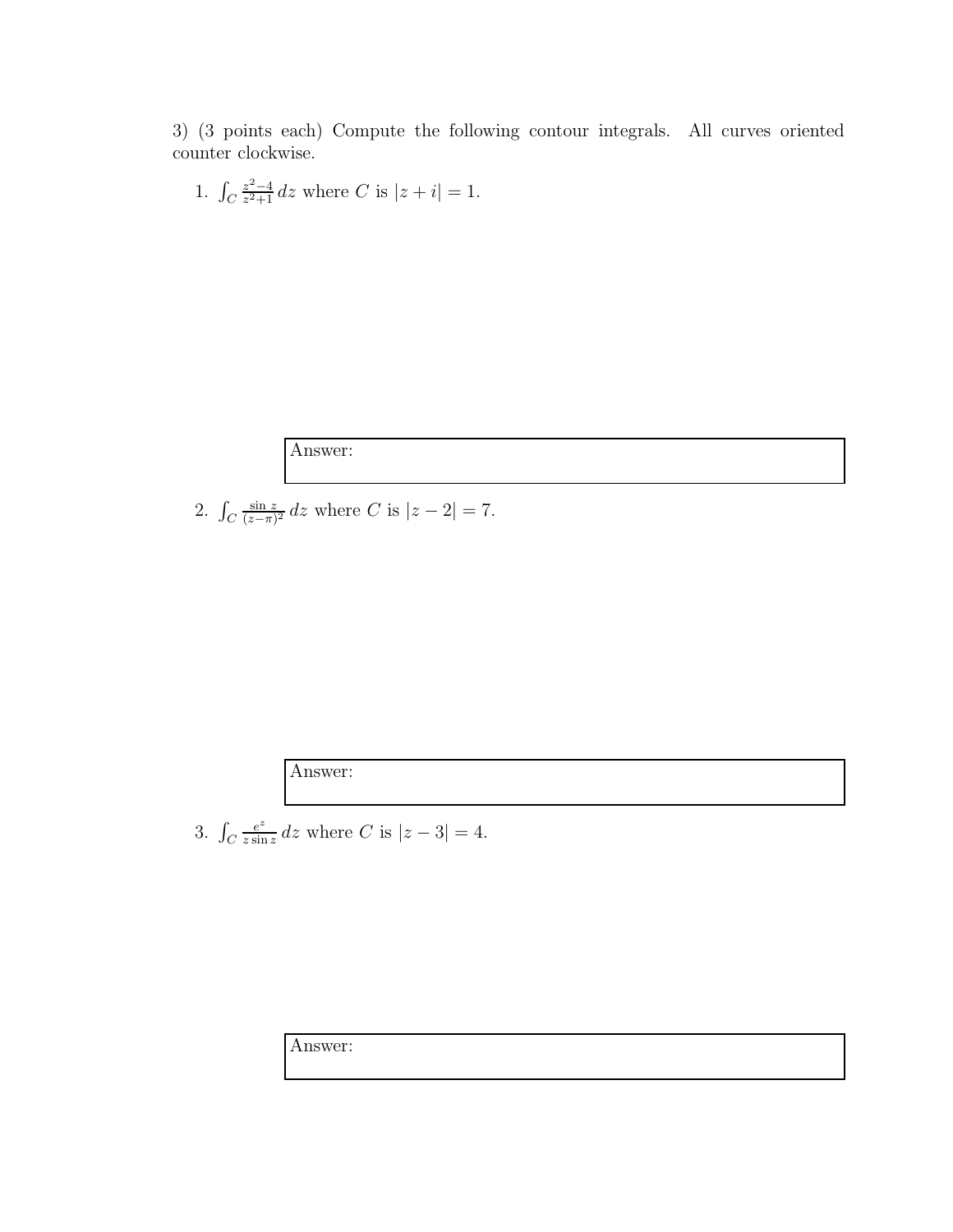3) (3 points each) Compute the following contour integrals. All curves oriented counter clockwise.

1. $\int_C \frac{z^2-4}{z^2+1}\,dz$ where $C$ is $|z+i|=1$.

| Answer: |
|---|

2. $\int_C \frac{\sin z}{(z-\pi)^2}\,dz$ where $C$ is $|z-2|=7$.

| Answer: |
|---|

3. $\int_C \frac{e^z}{z \sin z}\,dz$ where $C$ is $|z-3|=4$.

| Answer: |
|---|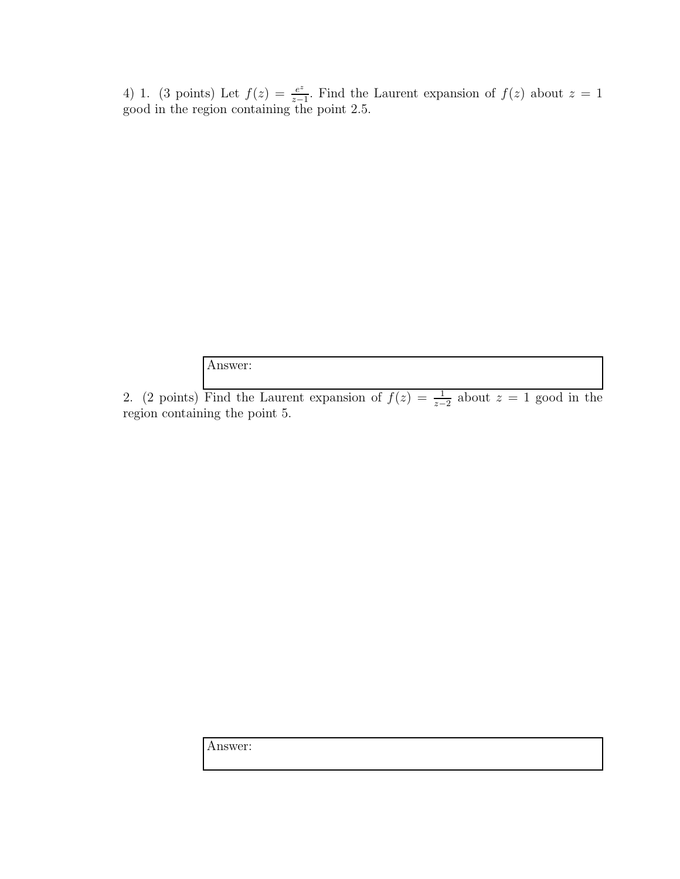4) 1. (3 points) Let $f(z) = \frac{e^z}{z-1}$. Find the Laurent expansion of $f(z)$ about $z = 1$ good in the region containing the point 2.5.

Answer:

2. (2 points) Find the Laurent expansion of $f(z) = \frac{1}{z-2}$ about $z = 1$ good in the region containing the point 5.

Answer: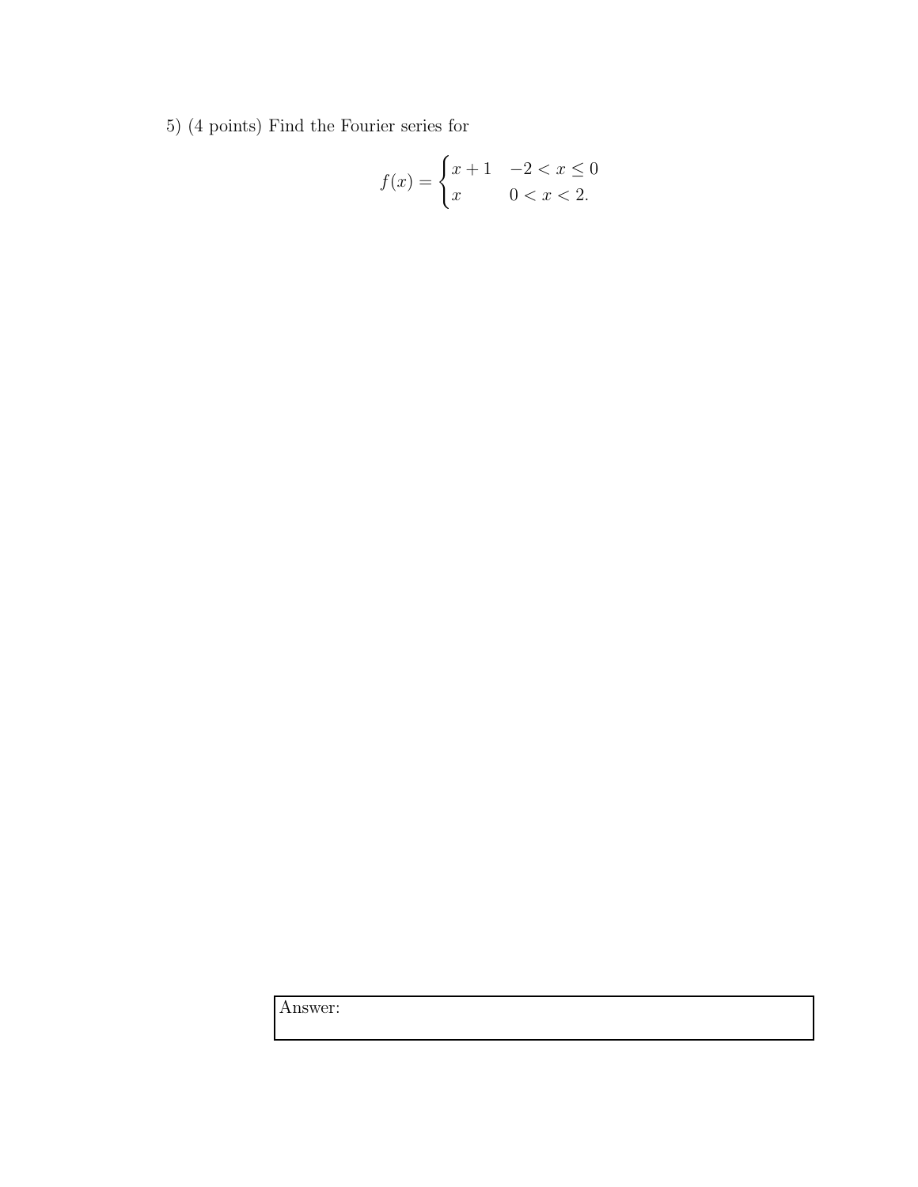5) (4 points) Find the Fourier series for

$$f(x) = \begin{cases} x+1 & -2 < x \leq 0 \\ x & 0 < x < 2. \end{cases}$$

Answer: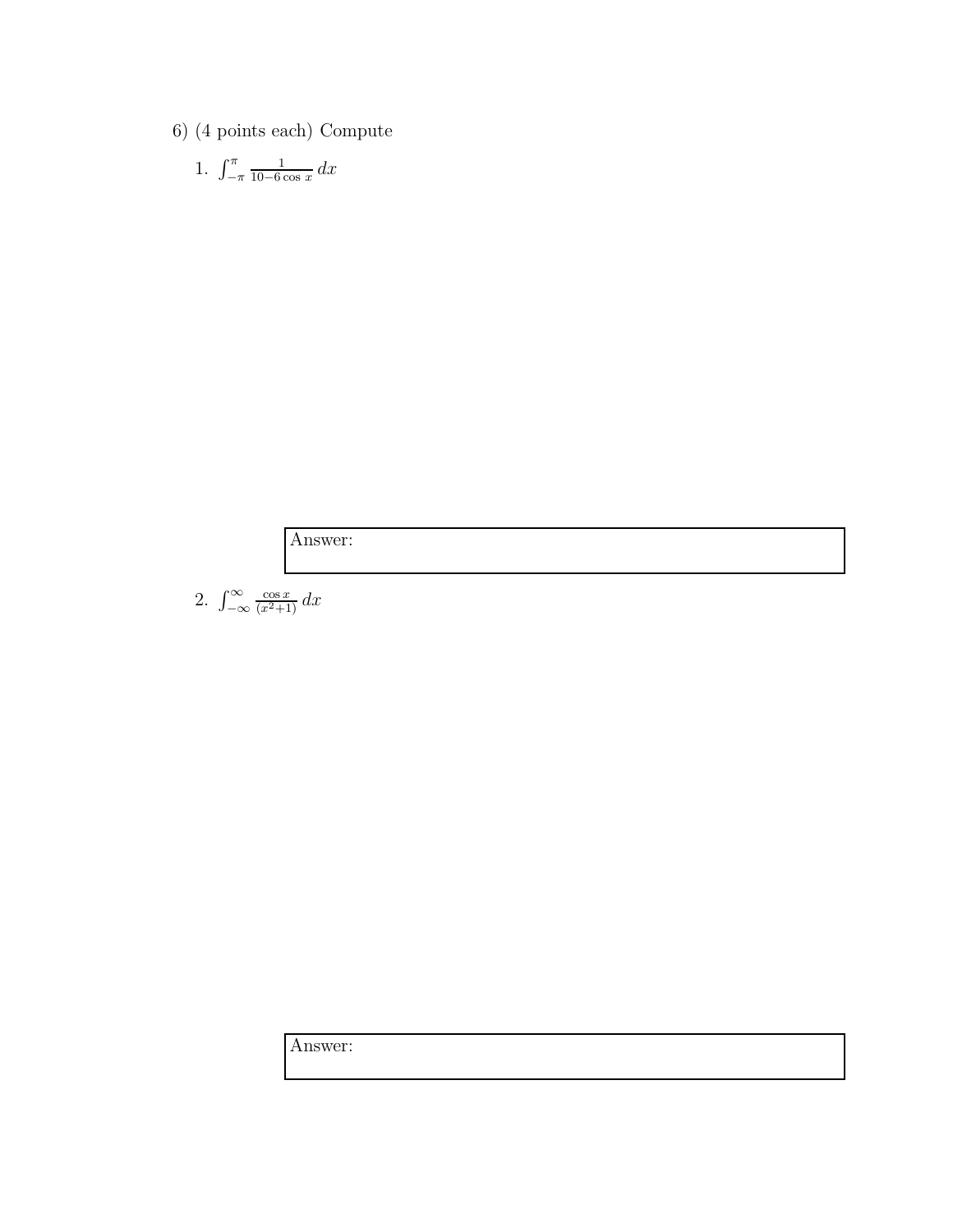6) (4 points each) Compute

1. $\int_{-\pi}^{\pi} \frac{1}{10-6\cos x}\,dx$

Answer:

2. $\int_{-\infty}^{\infty} \frac{\cos x}{(x^2+1)}\,dx$

Answer: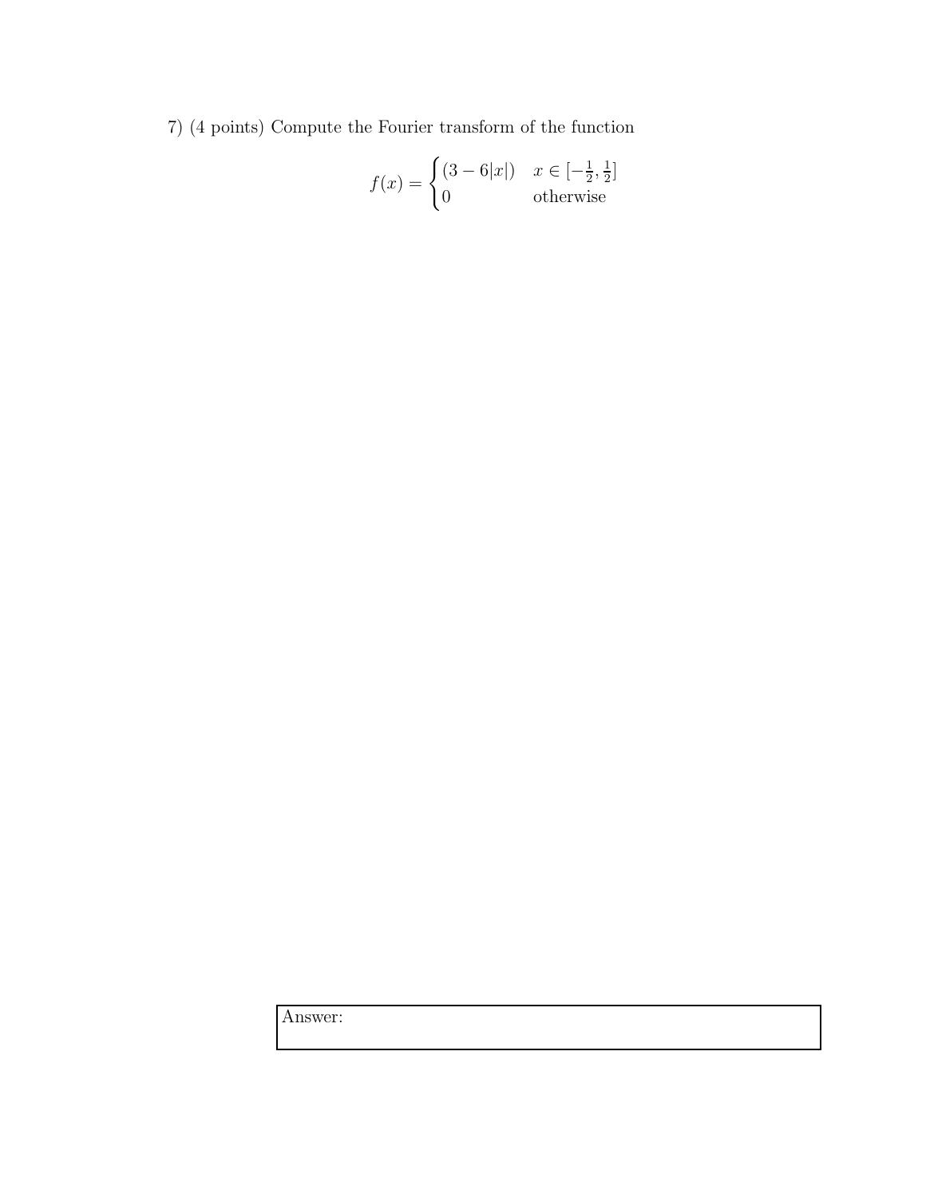7) (4 points) Compute the Fourier transform of the function

$$f(x) = \begin{cases} (3 - 6|x|) & x \in [-\frac{1}{2}, \frac{1}{2}] \\ 0 & \text{otherwise} \end{cases}$$

Answer: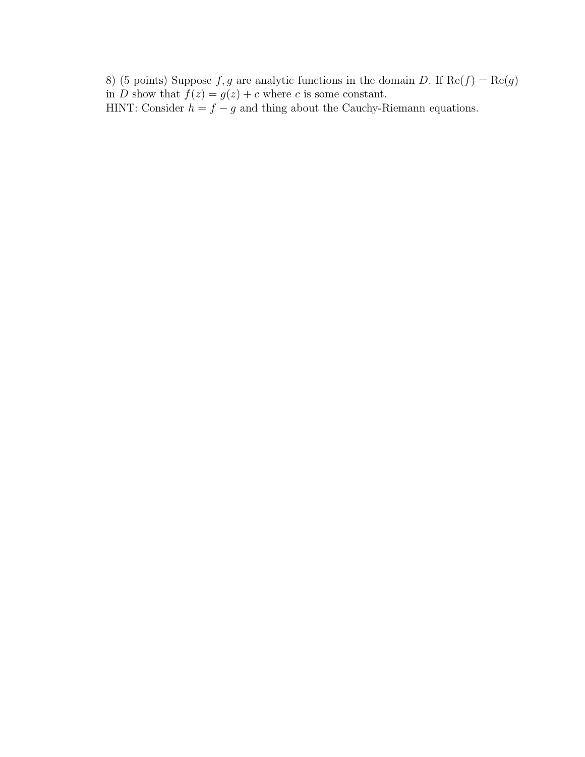8) (5 points) Suppose $f, g$ are analytic functions in the domain $D$. If $\text{Re}(f) = \text{Re}(g)$ in $D$ show that $f(z) = g(z) + c$ where $c$ is some constant.
HINT: Consider $h = f - g$ and thing about the Cauchy-Riemann equations.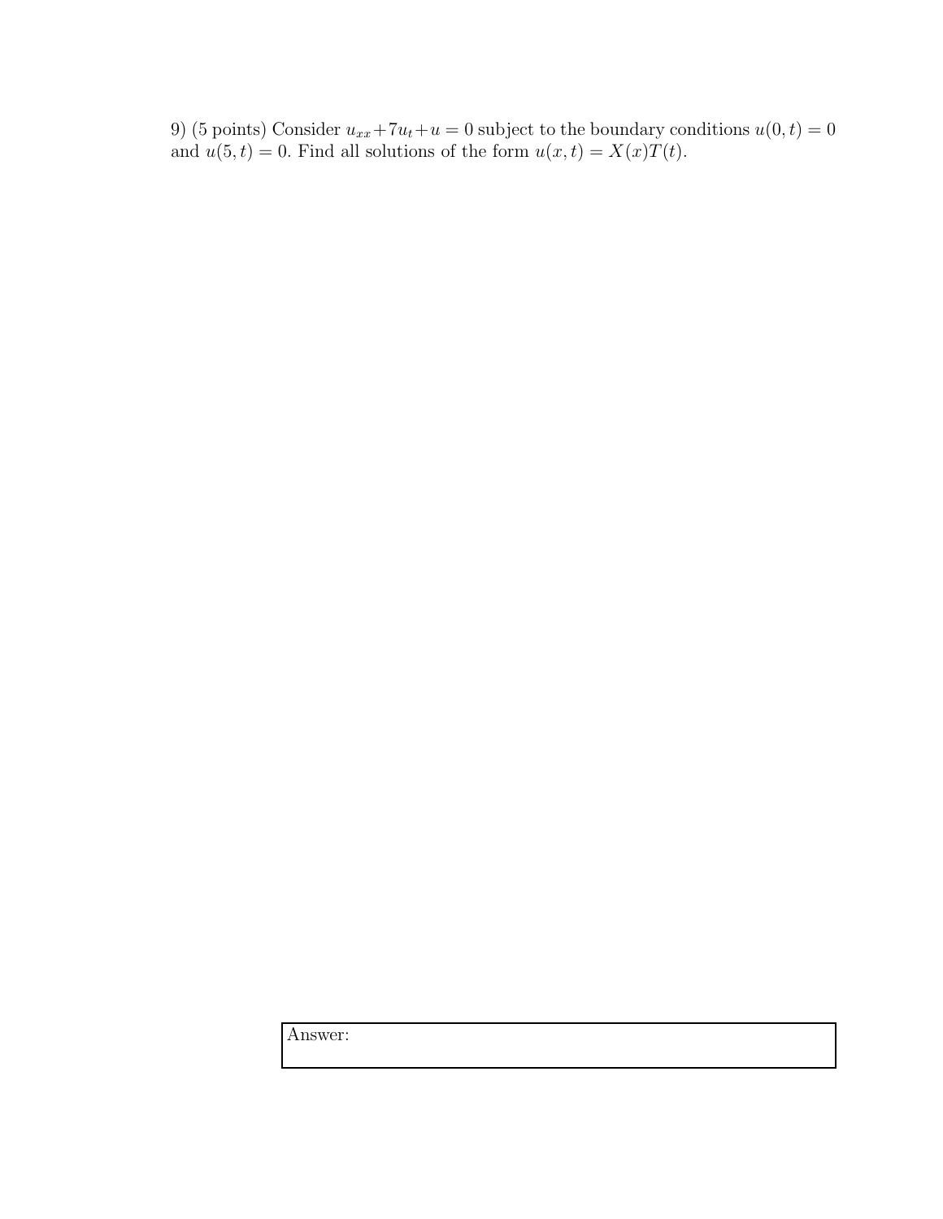9) (5 points) Consider $u_{xx} + 7u_t + u = 0$ subject to the boundary conditions $u(0, t) = 0$ and $u(5, t) = 0$. Find all solutions of the form $u(x, t) = X(x)T(t)$.

Answer: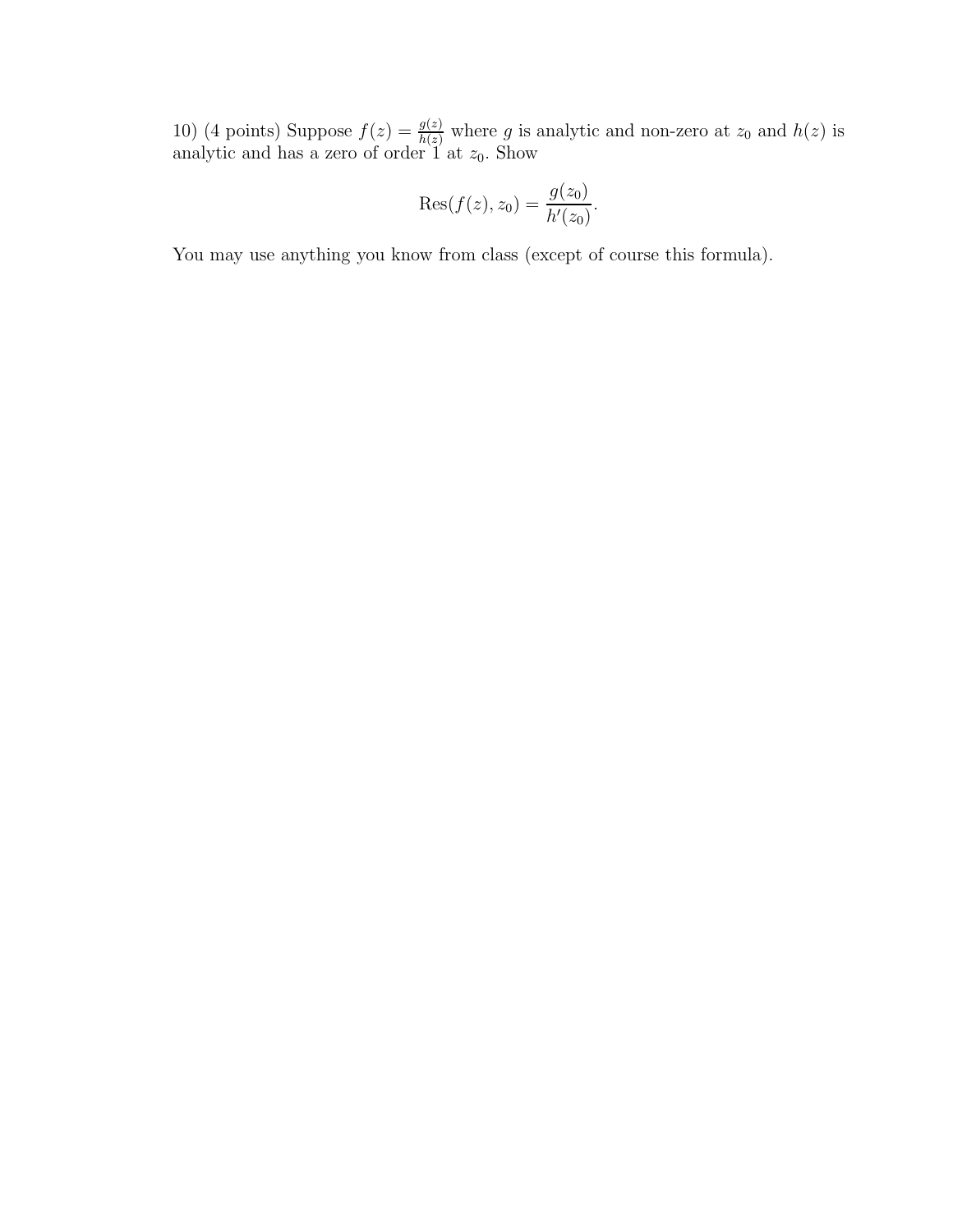10) (4 points) Suppose $f(z) = \frac{g(z)}{h(z)}$ where $g$ is analytic and non-zero at $z_0$ and $h(z)$ is analytic and has a zero of order 1 at $z_0$. Show

$$\text{Res}(f(z), z_0) = \frac{g(z_0)}{h'(z_0)}.$$

You may use anything you know from class (except of course this formula).